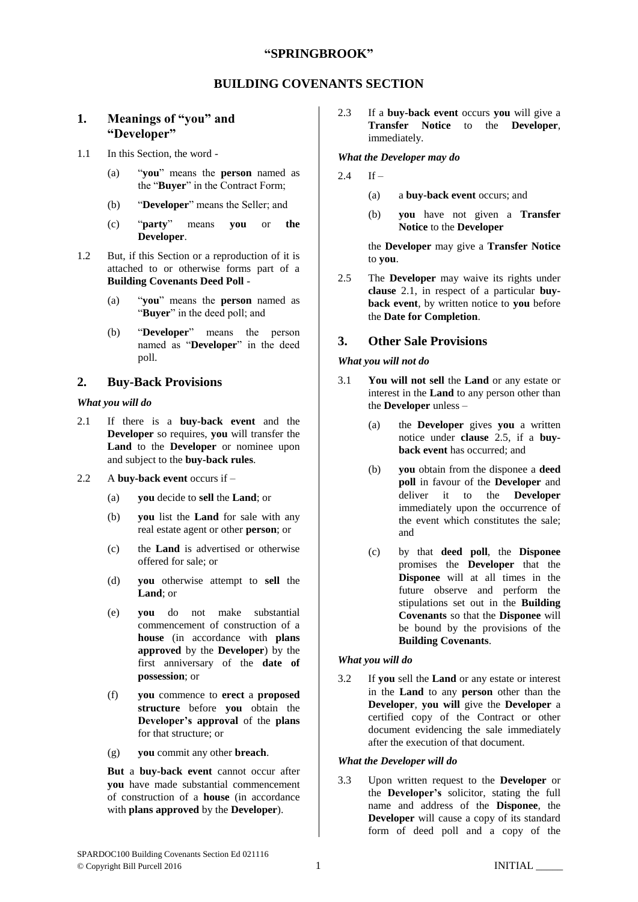# "SPRINGBROOK"

## BUILDING COVENANTS SECTION

### 1. Meanings of "you" and "Developer"

1.1 In this Section, the word -

(a) "**you**" means the **person** named as the "**Buyer**" in the Contract Form;

(b) "**Developer**" means the Seller; and

(c) "**party**" means **you** or **the Developer**.

1.2 But, if this Section or a reproduction of it is attached to or otherwise forms part of a **Building Covenants Deed Poll** -

(a) "**you**" means the **person** named as "**Buyer**" in the deed poll; and

(b) "**Developer**" means the person named as "**Developer**" in the deed poll.

### 2. Buy-Back Provisions

***What you will do***

2.1 If there is a **buy-back event** and the **Developer** so requires, **you** will transfer the **Land** to the **Developer** or nominee upon and subject to the **buy-back rules**.

2.2 A **buy-back event** occurs if –

(a) **you** decide to **sell** the **Land**; or

(b) **you** list the **Land** for sale with any real estate agent or other **person**; or

(c) the **Land** is advertised or otherwise offered for sale; or

(d) **you** otherwise attempt to **sell** the **Land**; or

(e) **you** do not make substantial commencement of construction of a **house** (in accordance with **plans approved** by the **Developer**) by the first anniversary of the **date of possession**; or

(f) **you** commence to **erect** a **proposed structure** before **you** obtain the **Developer's approval** of the **plans** for that structure; or

(g) **you** commit any other **breach**.

**But** a **buy-back event** cannot occur after **you** have made substantial commencement of construction of a **house** (in accordance with **plans approved** by the **Developer**).

2.3 If a **buy-back event** occurs **you** will give a **Transfer Notice** to the **Developer**, immediately.

***What the Developer may do***

2.4 If –

(a) a **buy-back event** occurs; and

(b) **you** have not given a **Transfer Notice** to the **Developer**

the **Developer** may give a **Transfer Notice** to **you**.

2.5 The **Developer** may waive its rights under **clause** 2.1, in respect of a particular **buy-back event**, by written notice to **you** before the **Date for Completion**.

### 3. Other Sale Provisions

***What you will not do***

3.1 **You will not sell** the **Land** or any estate or interest in the **Land** to any person other than the **Developer** unless –

(a) the **Developer** gives **you** a written notice under **clause** 2.5, if a **buy-back event** has occurred; and

(b) **you** obtain from the disponee a **deed poll** in favour of the **Developer** and deliver it to the **Developer** immediately upon the occurrence of the event which constitutes the sale; and

(c) by that **deed poll**, the **Disponee** promises the **Developer** that the **Disponee** will at all times in the future observe and perform the stipulations set out in the **Building Covenants** so that the **Disponee** will be bound by the provisions of the **Building Covenants**.

***What you will do***

3.2 If **you** sell the **Land** or any estate or interest in the **Land** to any **person** other than the **Developer**, **you will** give the **Developer** a certified copy of the Contract or other document evidencing the sale immediately after the execution of that document.

***What the Developer will do***

3.3 Upon written request to the **Developer** or the **Developer's** solicitor, stating the full name and address of the **Disponee**, the **Developer** will cause a copy of its standard form of deed poll and a copy of the

SPARDOC100 Building Covenants Section Ed 021116
© Copyright Bill Purcell 2016

INITIAL _____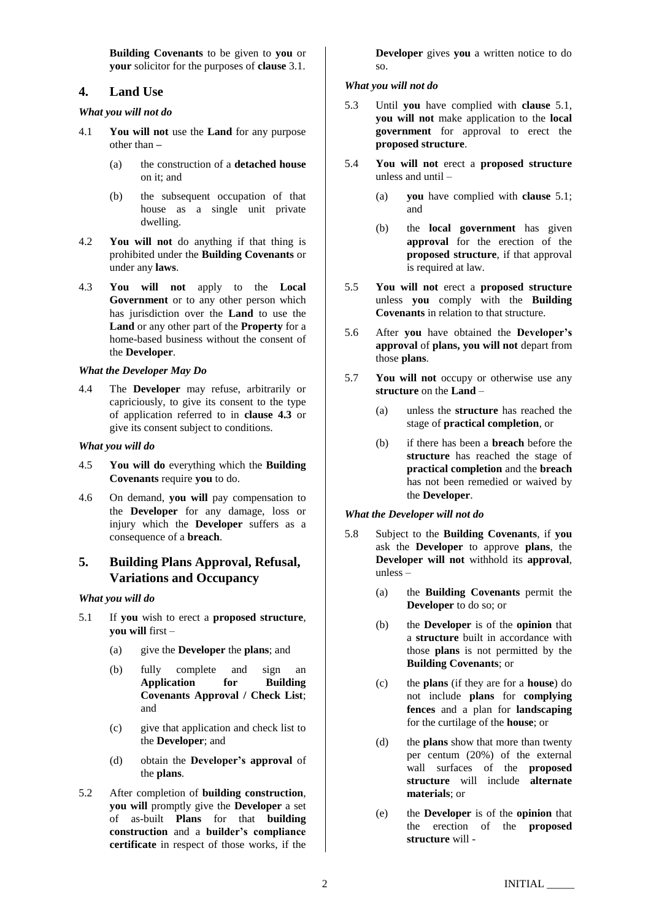**Building Covenants** to be given to **you** or **your** solicitor for the purposes of **clause** 3.1.

## 4. Land Use

*What you will not do*

4.1 **You will not** use the **Land** for any purpose other than –

- (a) the construction of a **detached house** on it; and
- (b) the subsequent occupation of that house as a single unit private dwelling.

4.2 **You will not** do anything if that thing is prohibited under the **Building Covenants** or under any **laws**.

4.3 **You will not** apply to the **Local Government** or to any other person which has jurisdiction over the **Land** to use the **Land** or any other part of the **Property** for a home-based business without the consent of the **Developer**.

*What the Developer May Do*

4.4 The **Developer** may refuse, arbitrarily or capriciously, to give its consent to the type of application referred to in **clause 4.3** or give its consent subject to conditions.

*What you will do*

4.5 **You will do** everything which the **Building Covenants** require **you** to do.

4.6 On demand, **you will** pay compensation to the **Developer** for any damage, loss or injury which the **Developer** suffers as a consequence of a **breach**.

## 5. Building Plans Approval, Refusal, Variations and Occupancy

*What you will do*

5.1 If **you** wish to erect a **proposed structure**, **you will** first –

- (a) give the **Developer** the **plans**; and
- (b) fully complete and sign an **Application for Building Covenants Approval / Check List**; and
- (c) give that application and check list to the **Developer**; and
- (d) obtain the **Developer's approval** of the **plans**.

5.2 After completion of **building construction**, **you will** promptly give the **Developer** a set of as-built **Plans** for that **building construction** and a **builder's compliance certificate** in respect of those works, if the **Developer** gives **you** a written notice to do so.

*What you will not do*

5.3 Until **you** have complied with **clause** 5.1, **you will not** make application to the **local government** for approval to erect the **proposed structure**.

5.4 **You will not** erect a **proposed structure** unless and until –

- (a) **you** have complied with **clause** 5.1; and
- (b) the **local government** has given **approval** for the erection of the **proposed structure**, if that approval is required at law.

5.5 **You will not** erect a **proposed structure** unless **you** comply with the **Building Covenants** in relation to that structure.

5.6 After **you** have obtained the **Developer's approval** of **plans, you will not** depart from those **plans**.

5.7 **You will not** occupy or otherwise use any **structure** on the **Land** –

- (a) unless the **structure** has reached the stage of **practical completion**, or
- (b) if there has been a **breach** before the **structure** has reached the stage of **practical completion** and the **breach** has not been remedied or waived by the **Developer**.

*What the Developer will not do*

5.8 Subject to the **Building Covenants**, if **you** ask the **Developer** to approve **plans**, the **Developer will not** withhold its **approval**, unless –

- (a) the **Building Covenants** permit the **Developer** to do so; or
- (b) the **Developer** is of the **opinion** that a **structure** built in accordance with those **plans** is not permitted by the **Building Covenants**; or
- (c) the **plans** (if they are for a **house**) do not include **plans** for **complying fences** and a plan for **landscaping** for the curtilage of the **house**; or
- (d) the **plans** show that more than twenty per centum (20%) of the external wall surfaces of the **proposed structure** will include **alternate materials**; or
- (e) the **Developer** is of the **opinion** that the erection of the **proposed structure** will -

INITIAL _____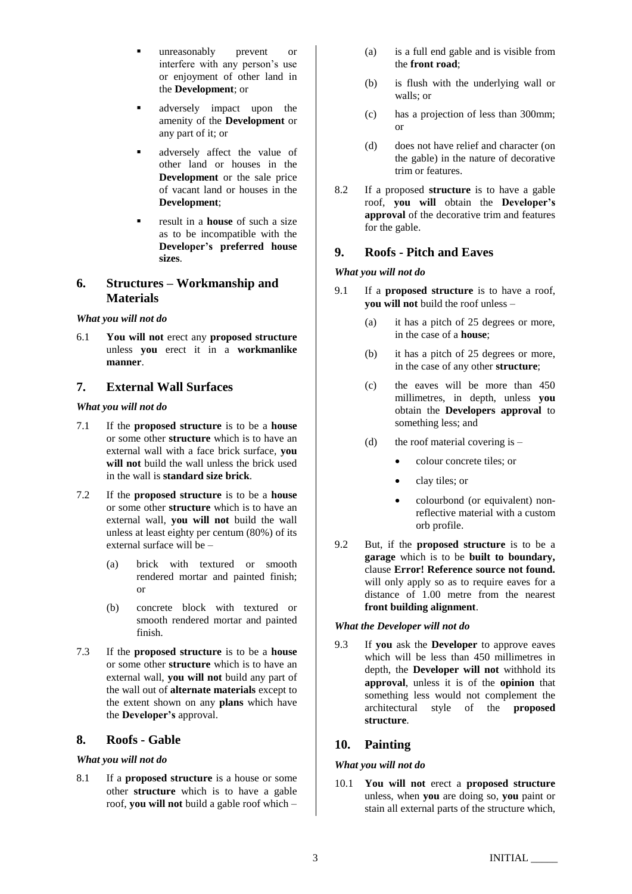- unreasonably prevent or interfere with any person's use or enjoyment of other land in the **Development**; or
- adversely impact upon the amenity of the **Development** or any part of it; or
- adversely affect the value of other land or houses in the **Development** or the sale price of vacant land or houses in the **Development**;
- result in a **house** of such a size as to be incompatible with the **Developer's preferred house sizes**.

## 6. Structures – Workmanship and Materials

*What you will not do*

6.1 **You will not** erect any **proposed structure** unless **you** erect it in a **workmanlike manner**.

## 7. External Wall Surfaces

*What you will not do*

7.1 If the **proposed structure** is to be a **house** or some other **structure** which is to have an external wall with a face brick surface, **you will not** build the wall unless the brick used in the wall is **standard size brick**.

7.2 If the **proposed structure** is to be a **house** or some other **structure** which is to have an external wall, **you will not** build the wall unless at least eighty per centum (80%) of its external surface will be –

(a) brick with textured or smooth rendered mortar and painted finish; or

(b) concrete block with textured or smooth rendered mortar and painted finish.

7.3 If the **proposed structure** is to be a **house** or some other **structure** which is to have an external wall, **you will not** build any part of the wall out of **alternate materials** except to the extent shown on any **plans** which have the **Developer's** approval.

## 8. Roofs - Gable

*What you will not do*

8.1 If a **proposed structure** is a house or some other **structure** which is to have a gable roof, **you will not** build a gable roof which –

(a) is a full end gable and is visible from the **front road**;

(b) is flush with the underlying wall or walls; or

(c) has a projection of less than 300mm; or

(d) does not have relief and character (on the gable) in the nature of decorative trim or features.

8.2 If a proposed **structure** is to have a gable roof, **you will** obtain the **Developer's approval** of the decorative trim and features for the gable.

## 9. Roofs - Pitch and Eaves

*What you will not do*

9.1 If a **proposed structure** is to have a roof, **you will not** build the roof unless –

(a) it has a pitch of 25 degrees or more, in the case of a **house**;

(b) it has a pitch of 25 degrees or more, in the case of any other **structure**;

(c) the eaves will be more than 450 millimetres, in depth, unless **you** obtain the **Developers approval** to something less; and

(d) the roof material covering is –

- colour concrete tiles; or
- clay tiles; or
- colourbond (or equivalent) non-reflective material with a custom orb profile.

9.2 But, if the **proposed structure** is to be a **garage** which is to be **built to boundary,** clause **Error! Reference source not found.** will only apply so as to require eaves for a distance of 1.00 metre from the nearest **front building alignment**.

*What the Developer will not do*

9.3 If **you** ask the **Developer** to approve eaves which will be less than 450 millimetres in depth, the **Developer will not** withhold its **approval**, unless it is of the **opinion** that something less would not complement the architectural style of the **proposed structure**.

## 10. Painting

*What you will not do*

10.1 **You will not** erect a **proposed structure** unless, when **you** are doing so, **you** paint or stain all external parts of the structure which,

INITIAL _____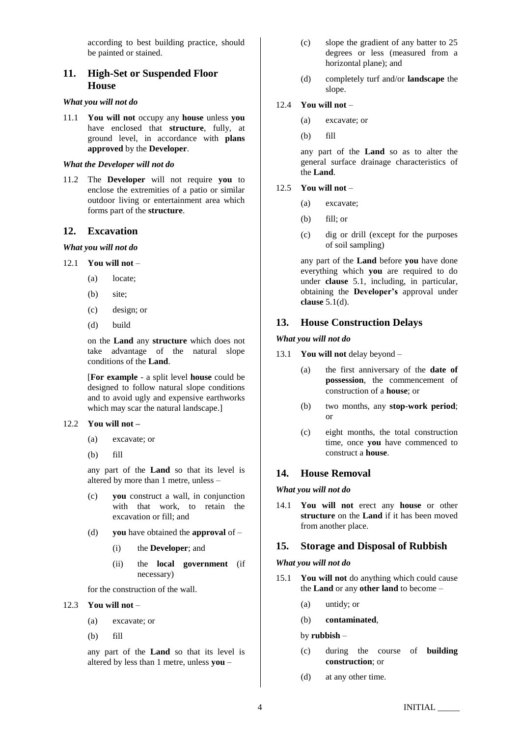according to best building practice, should be painted or stained.

## 11. High-Set or Suspended Floor House

***What you will not do***

11.1 **You will not** occupy any **house** unless **you** have enclosed that **structure**, fully, at ground level, in accordance with **plans approved** by the **Developer**.

***What the Developer will not do***

11.2 The **Developer** will not require **you** to enclose the extremities of a patio or similar outdoor living or entertainment area which forms part of the **structure**.

## 12. Excavation

***What you will not do***

12.1 **You will not** –

(a) locate;

(b) site;

(c) design; or

(d) build

on the **Land** any **structure** which does not take advantage of the natural slope conditions of the **Land**.

[**For example** - a split level **house** could be designed to follow natural slope conditions and to avoid ugly and expensive earthworks which may scar the natural landscape.]

12.2 **You will not –**

(a) excavate; or

(b) fill

any part of the **Land** so that its level is altered by more than 1 metre, unless –

(c) **you** construct a wall, in conjunction with that work, to retain the excavation or fill; and

(d) **you** have obtained the **approval** of –

(i) the **Developer**; and

(ii) the **local government** (if necessary)

for the construction of the wall.

12.3 **You will not** –

(a) excavate; or

(b) fill

any part of the **Land** so that its level is altered by less than 1 metre, unless **you** –

(c) slope the gradient of any batter to 25 degrees or less (measured from a horizontal plane); and

(d) completely turf and/or **landscape** the slope.

12.4 **You will not** –

(a) excavate; or

(b) fill

any part of the **Land** so as to alter the general surface drainage characteristics of the **Land**.

12.5 **You will not** –

(a) excavate;

(b) fill; or

(c) dig or drill (except for the purposes of soil sampling)

any part of the **Land** before **you** have done everything which **you** are required to do under **clause** 5.1, including, in particular, obtaining the **Developer's** approval under **clause** 5.1(d).

## 13. House Construction Delays

***What you will not do***

13.1 **You will not** delay beyond –

(a) the first anniversary of the **date of possession**, the commencement of construction of a **house**; or

(b) two months, any **stop-work period**; or

(c) eight months, the total construction time, once **you** have commenced to construct a **house**.

## 14. House Removal

***What you will not do***

14.1 **You will not** erect any **house** or other **structure** on the **Land** if it has been moved from another place.

## 15. Storage and Disposal of Rubbish

***What you will not do***

15.1 **You will not** do anything which could cause the **Land** or any **other land** to become –

(a) untidy; or

(b) **contaminated**,

by **rubbish** –

(c) during the course of **building construction**; or

(d) at any other time.

INITIAL _____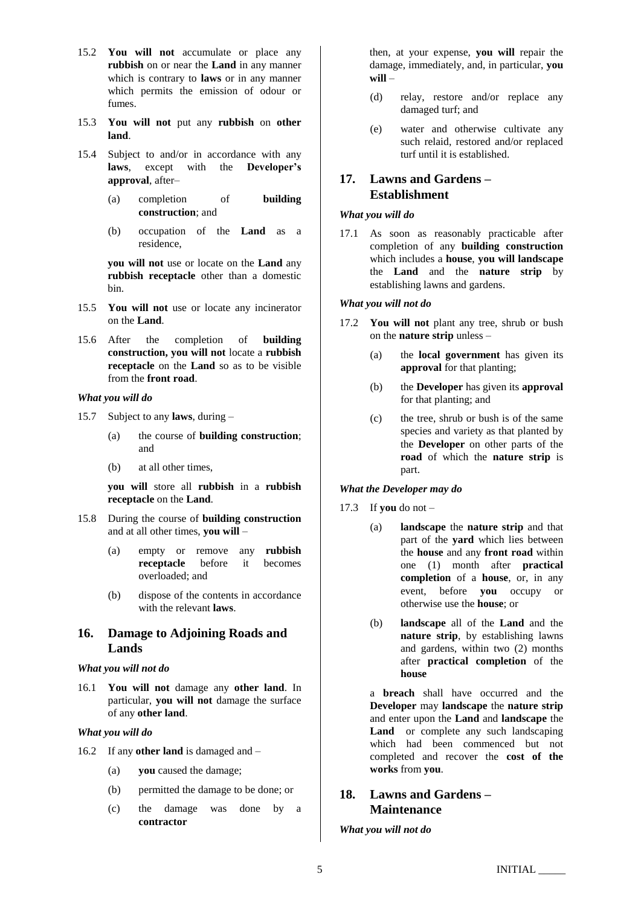15.2 **You will not** accumulate or place any **rubbish** on or near the **Land** in any manner which is contrary to **laws** or in any manner which permits the emission of odour or fumes.

15.3 **You will not** put any **rubbish** on **other land**.

15.4 Subject to and/or in accordance with any **laws**, except with the **Developer's approval**, after–

(a) completion of **building construction**; and

(b) occupation of the **Land** as a residence,

**you will not** use or locate on the **Land** any **rubbish receptacle** other than a domestic bin.

15.5 **You will not** use or locate any incinerator on the **Land**.

15.6 After the completion of **building construction, you will not** locate a **rubbish receptacle** on the **Land** so as to be visible from the **front road**.

***What you will do***

15.7 Subject to any **laws**, during –

(a) the course of **building construction**; and

(b) at all other times,

**you will** store all **rubbish** in a **rubbish receptacle** on the **Land**.

15.8 During the course of **building construction** and at all other times, **you will** –

(a) empty or remove any **rubbish receptacle** before it becomes overloaded; and

(b) dispose of the contents in accordance with the relevant **laws**.

## 16. Damage to Adjoining Roads and Lands

***What you will not do***

16.1 **You will not** damage any **other land**. In particular, **you will not** damage the surface of any **other land**.

***What you will do***

16.2 If any **other land** is damaged and –

(a) **you** caused the damage;

(b) permitted the damage to be done; or

(c) the damage was done by a **contractor**

then, at your expense, **you will** repair the damage, immediately, and, in particular, **you will** –

(d) relay, restore and/or replace any damaged turf; and

(e) water and otherwise cultivate any such relaid, restored and/or replaced turf until it is established.

## 17. Lawns and Gardens – Establishment

***What you will do***

17.1 As soon as reasonably practicable after completion of any **building construction** which includes a **house**, **you will landscape** the **Land** and the **nature strip** by establishing lawns and gardens.

***What you will not do***

17.2 **You will not** plant any tree, shrub or bush on the **nature strip** unless –

(a) the **local government** has given its **approval** for that planting;

(b) the **Developer** has given its **approval** for that planting; and

(c) the tree, shrub or bush is of the same species and variety as that planted by the **Developer** on other parts of the **road** of which the **nature strip** is part.

***What the Developer may do***

17.3 If **you** do not –

(a) **landscape** the **nature strip** and that part of the **yard** which lies between the **house** and any **front road** within one (1) month after **practical completion** of a **house**, or, in any event, before **you** occupy or otherwise use the **house**; or

(b) **landscape** all of the **Land** and the **nature strip**, by establishing lawns and gardens, within two (2) months after **practical completion** of the **house**

a **breach** shall have occurred and the **Developer** may **landscape** the **nature strip** and enter upon the **Land** and **landscape** the **Land** or complete any such landscaping which had been commenced but not completed and recover the **cost of the works** from **you**.

## 18. Lawns and Gardens – Maintenance

***What you will not do***

INITIAL _____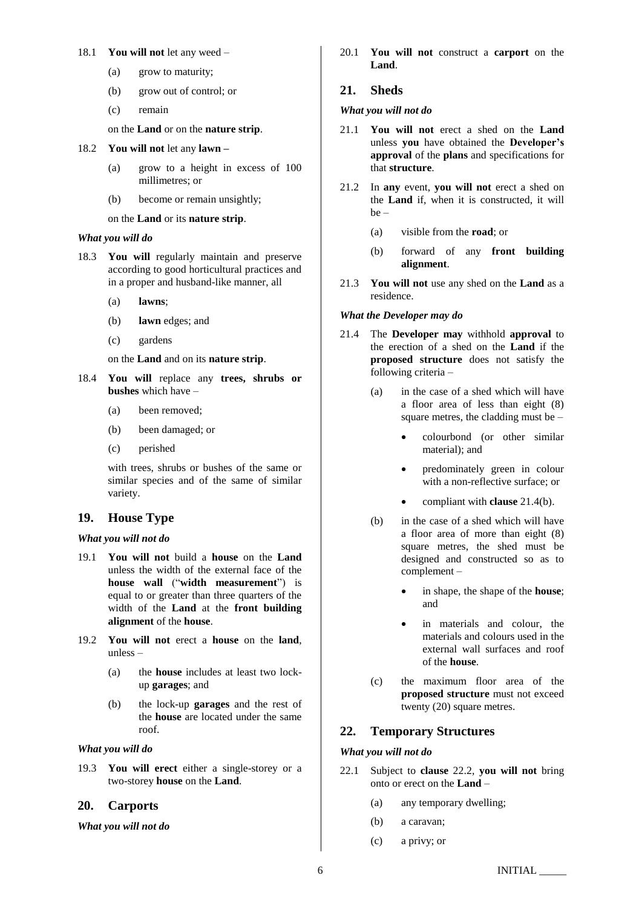18.1 **You will not** let any weed –

(a) grow to maturity;

(b) grow out of control; or

(c) remain

on the **Land** or on the **nature strip**.

18.2 **You will not** let any **lawn –**

(a) grow to a height in excess of 100 millimetres; or

(b) become or remain unsightly;

on the **Land** or its **nature strip**.

*What you will do*

18.3 **You will** regularly maintain and preserve according to good horticultural practices and in a proper and husband-like manner, all

(a) **lawns**;

(b) **lawn** edges; and

(c) gardens

on the **Land** and on its **nature strip**.

18.4 **You will** replace any **trees, shrubs or bushes** which have –

(a) been removed;

(b) been damaged; or

(c) perished

with trees, shrubs or bushes of the same or similar species and of the same of similar variety.

## 19. House Type

*What you will not do*

19.1 **You will not** build a **house** on the **Land** unless the width of the external face of the **house wall** ("**width measurement**") is equal to or greater than three quarters of the width of the **Land** at the **front building alignment** of the **house**.

19.2 **You will not** erect a **house** on the **land**, unless –

(a) the **house** includes at least two lock-up **garages**; and

(b) the lock-up **garages** and the rest of the **house** are located under the same roof.

*What you will do*

19.3 **You will erect** either a single-storey or a two-storey **house** on the **Land**.

## 20. Carports

*What you will not do*

20.1 **You will not** construct a **carport** on the **Land**.

## 21. Sheds

*What you will not do*

21.1 **You will not** erect a shed on the **Land** unless **you** have obtained the **Developer's approval** of the **plans** and specifications for that **structure**.

21.2 In **any** event, **you will not** erect a shed on the **Land** if, when it is constructed, it will be –

(a) visible from the **road**; or

(b) forward of any **front building alignment**.

21.3 **You will not** use any shed on the **Land** as a residence.

*What the Developer may do*

21.4 The **Developer may** withhold **approval** to the erection of a shed on the **Land** if the **proposed structure** does not satisfy the following criteria –

(a) in the case of a shed which will have a floor area of less than eight (8) square metres, the cladding must be –

- colourbond (or other similar material); and
- predominately green in colour with a non-reflective surface; or
- compliant with **clause** 21.4(b).

(b) in the case of a shed which will have a floor area of more than eight (8) square metres, the shed must be designed and constructed so as to complement –

- in shape, the shape of the **house**; and
- in materials and colour, the materials and colours used in the external wall surfaces and roof of the **house**.

(c) the maximum floor area of the **proposed structure** must not exceed twenty (20) square metres.

## 22. Temporary Structures

*What you will not do*

22.1 Subject to **clause** 22.2, **you will not** bring onto or erect on the **Land** –

(a) any temporary dwelling;

(b) a caravan;

(c) a privy; or

INITIAL _____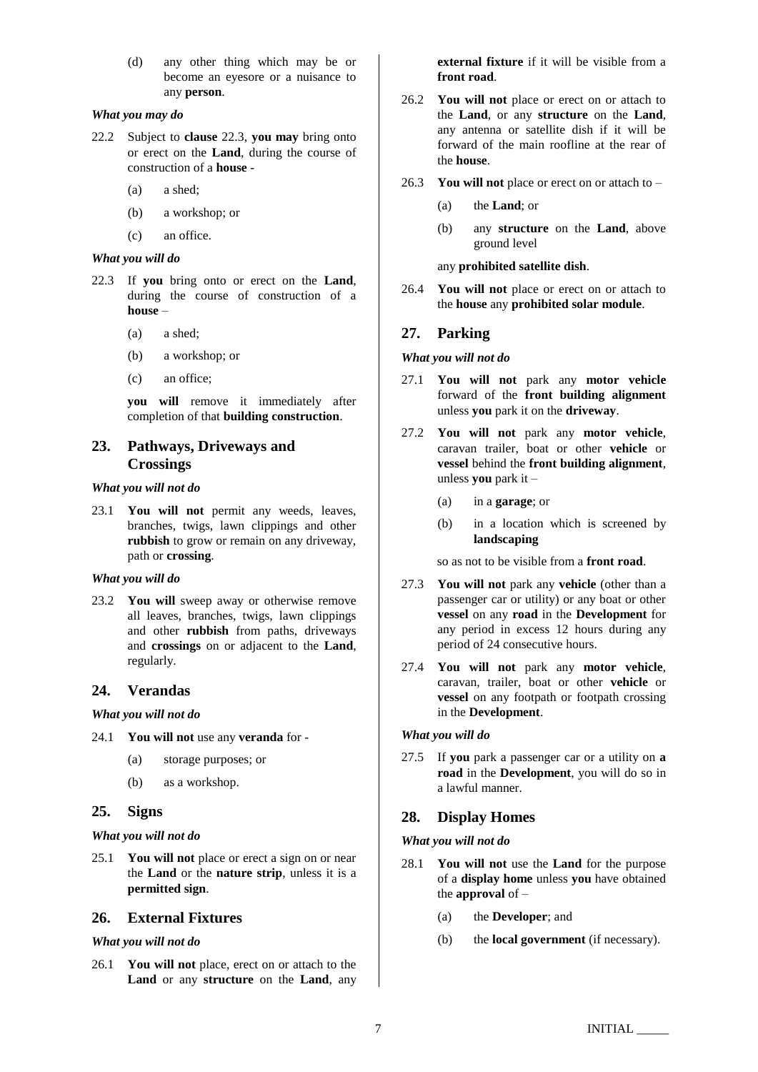(d) any other thing which may be or become an eyesore or a nuisance to any **person**.

*What you may do*

22.2 Subject to **clause** 22.3, **you may** bring onto or erect on the **Land**, during the course of construction of a **house** -

(a) a shed;

(b) a workshop; or

(c) an office.

*What you will do*

22.3 If **you** bring onto or erect on the **Land**, during the course of construction of a **house** –

(a) a shed;

(b) a workshop; or

(c) an office;

**you will** remove it immediately after completion of that **building construction**.

## 23. Pathways, Driveways and Crossings

*What you will not do*

23.1 **You will not** permit any weeds, leaves, branches, twigs, lawn clippings and other **rubbish** to grow or remain on any driveway, path or **crossing**.

*What you will do*

23.2 **You will** sweep away or otherwise remove all leaves, branches, twigs, lawn clippings and other **rubbish** from paths, driveways and **crossings** on or adjacent to the **Land**, regularly.

## 24. Verandas

*What you will not do*

24.1 **You will not** use any **veranda** for -

(a) storage purposes; or

(b) as a workshop.

## 25. Signs

*What you will not do*

25.1 **You will not** place or erect a sign on or near the **Land** or the **nature strip**, unless it is a **permitted sign**.

## 26. External Fixtures

*What you will not do*

26.1 **You will not** place, erect on or attach to the **Land** or any **structure** on the **Land**, any **external fixture** if it will be visible from a **front road**.

26.2 **You will not** place or erect on or attach to the **Land**, or any **structure** on the **Land**, any antenna or satellite dish if it will be forward of the main roofline at the rear of the **house**.

26.3 **You will not** place or erect on or attach to –

(a) the **Land**; or

(b) any **structure** on the **Land**, above ground level

any **prohibited satellite dish**.

26.4 **You will not** place or erect on or attach to the **house** any **prohibited solar module**.

## 27. Parking

*What you will not do*

27.1 **You will not** park any **motor vehicle** forward of the **front building alignment** unless **you** park it on the **driveway**.

27.2 **You will not** park any **motor vehicle**, caravan trailer, boat or other **vehicle** or **vessel** behind the **front building alignment**, unless **you** park it –

(a) in a **garage**; or

(b) in a location which is screened by **landscaping**

so as not to be visible from a **front road**.

27.3 **You will not** park any **vehicle** (other than a passenger car or utility) or any boat or other **vessel** on any **road** in the **Development** for any period in excess 12 hours during any period of 24 consecutive hours.

27.4 **You will not** park any **motor vehicle**, caravan, trailer, boat or other **vehicle** or **vessel** on any footpath or footpath crossing in the **Development**.

*What you will do*

27.5 If **you** park a passenger car or a utility on **a road** in the **Development**, you will do so in a lawful manner.

## 28. Display Homes

*What you will not do*

28.1 **You will not** use the **Land** for the purpose of a **display home** unless **you** have obtained the **approval** of –

(a) the **Developer**; and

(b) the **local government** (if necessary).

INITIAL _____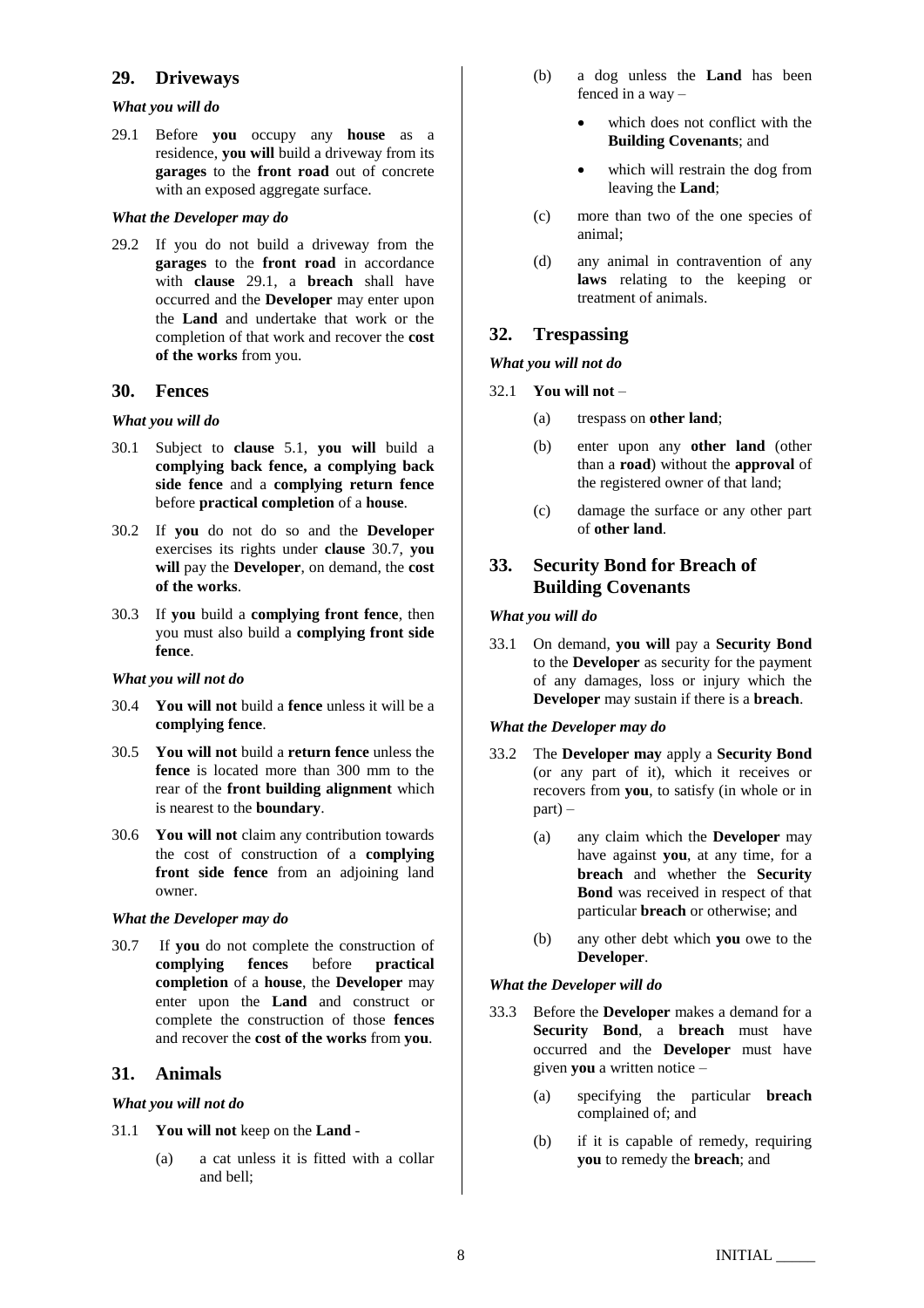## 29. Driveways

*What you will do*

29.1 Before **you** occupy any **house** as a residence, **you will** build a driveway from its **garages** to the **front road** out of concrete with an exposed aggregate surface.

*What the Developer may do*

29.2 If you do not build a driveway from the **garages** to the **front road** in accordance with **clause** 29.1, a **breach** shall have occurred and the **Developer** may enter upon the **Land** and undertake that work or the completion of that work and recover the **cost of the works** from you.

## 30. Fences

*What you will do*

30.1 Subject to **clause** 5.1, **you will** build a **complying back fence, a complying back side fence** and a **complying return fence** before **practical completion** of a **house**.

30.2 If **you** do not do so and the **Developer** exercises its rights under **clause** 30.7, **you will** pay the **Developer**, on demand, the **cost of the works**.

30.3 If **you** build a **complying front fence**, then you must also build a **complying front side fence**.

*What you will not do*

30.4 **You will not** build a **fence** unless it will be a **complying fence**.

30.5 **You will not** build a **return fence** unless the **fence** is located more than 300 mm to the rear of the **front building alignment** which is nearest to the **boundary**.

30.6 **You will not** claim any contribution towards the cost of construction of a **complying front side fence** from an adjoining land owner.

*What the Developer may do*

30.7 If **you** do not complete the construction of **complying fences** before **practical completion** of a **house**, the **Developer** may enter upon the **Land** and construct or complete the construction of those **fences** and recover the **cost of the works** from **you**.

## 31. Animals

*What you will not do*

31.1 **You will not** keep on the **Land** -

(a) a cat unless it is fitted with a collar and bell;

(b) a dog unless the **Land** has been fenced in a way –

- which does not conflict with the **Building Covenants**; and
- which will restrain the dog from leaving the **Land**;

(c) more than two of the one species of animal;

(d) any animal in contravention of any **laws** relating to the keeping or treatment of animals.

## 32. Trespassing

*What you will not do*

32.1 **You will not** –

(a) trespass on **other land**;

(b) enter upon any **other land** (other than a **road**) without the **approval** of the registered owner of that land;

(c) damage the surface or any other part of **other land**.

## 33. Security Bond for Breach of Building Covenants

*What you will do*

33.1 On demand, **you will** pay a **Security Bond** to the **Developer** as security for the payment of any damages, loss or injury which the **Developer** may sustain if there is a **breach**.

*What the Developer may do*

33.2 The **Developer may** apply a **Security Bond** (or any part of it), which it receives or recovers from **you**, to satisfy (in whole or in part) –

(a) any claim which the **Developer** may have against **you**, at any time, for a **breach** and whether the **Security Bond** was received in respect of that particular **breach** or otherwise; and

(b) any other debt which **you** owe to the **Developer**.

*What the Developer will do*

33.3 Before the **Developer** makes a demand for a **Security Bond**, a **breach** must have occurred and the **Developer** must have given **you** a written notice –

(a) specifying the particular **breach** complained of; and

(b) if it is capable of remedy, requiring **you** to remedy the **breach**; and

INITIAL _____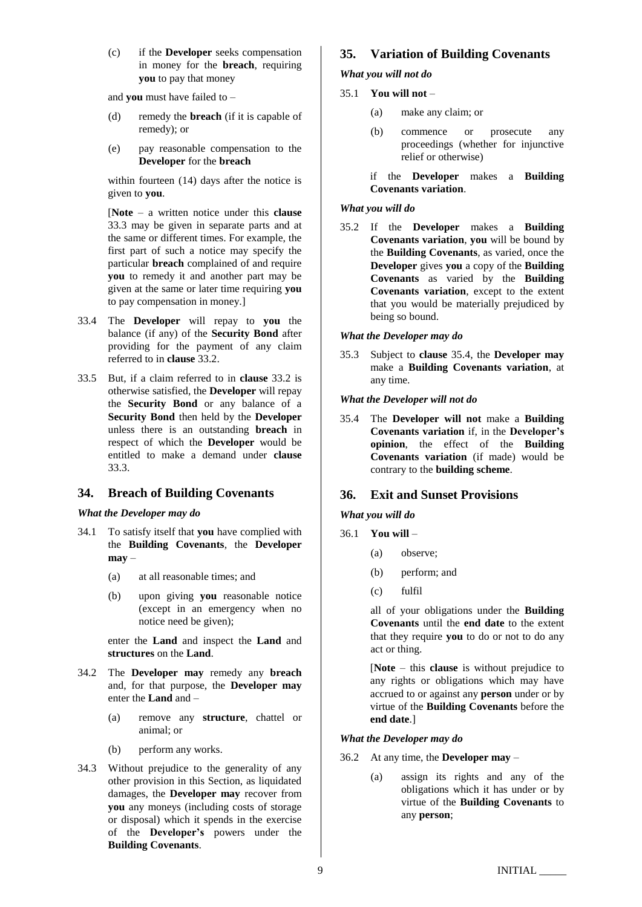(c) if the **Developer** seeks compensation in money for the **breach**, requiring **you** to pay that money

and **you** must have failed to –

(d) remedy the **breach** (if it is capable of remedy); or

(e) pay reasonable compensation to the **Developer** for the **breach**

within fourteen (14) days after the notice is given to **you**.

[**Note** – a written notice under this **clause** 33.3 may be given in separate parts and at the same or different times. For example, the first part of such a notice may specify the particular **breach** complained of and require **you** to remedy it and another part may be given at the same or later time requiring **you** to pay compensation in money.]

33.4 The **Developer** will repay to **you** the balance (if any) of the **Security Bond** after providing for the payment of any claim referred to in **clause** 33.2.

33.5 But, if a claim referred to in **clause** 33.2 is otherwise satisfied, the **Developer** will repay the **Security Bond** or any balance of a **Security Bond** then held by the **Developer** unless there is an outstanding **breach** in respect of which the **Developer** would be entitled to make a demand under **clause** 33.3.

## 34. Breach of Building Covenants

***What the Developer may do***

34.1 To satisfy itself that **you** have complied with the **Building Covenants**, the **Developer may** –

(a) at all reasonable times; and

(b) upon giving **you** reasonable notice (except in an emergency when no notice need be given);

enter the **Land** and inspect the **Land** and **structures** on the **Land**.

34.2 The **Developer may** remedy any **breach** and, for that purpose, the **Developer may** enter the **Land** and –

(a) remove any **structure**, chattel or animal; or

(b) perform any works.

34.3 Without prejudice to the generality of any other provision in this Section, as liquidated damages, the **Developer may** recover from **you** any moneys (including costs of storage or disposal) which it spends in the exercise of the **Developer's** powers under the **Building Covenants**.

## 35. Variation of Building Covenants

***What you will not do***

35.1 **You will not** –

(a) make any claim; or

(b) commence or prosecute any proceedings (whether for injunctive relief or otherwise)

if the **Developer** makes a **Building Covenants variation**.

***What you will do***

35.2 If the **Developer** makes a **Building Covenants variation**, **you** will be bound by the **Building Covenants**, as varied, once the **Developer** gives **you** a copy of the **Building Covenants** as varied by the **Building Covenants variation**, except to the extent that you would be materially prejudiced by being so bound.

***What the Developer may do***

35.3 Subject to **clause** 35.4, the **Developer may** make a **Building Covenants variation**, at any time.

***What the Developer will not do***

35.4 The **Developer will not** make a **Building Covenants variation** if, in the **Developer's opinion**, the effect of the **Building Covenants variation** (if made) would be contrary to the **building scheme**.

## 36. Exit and Sunset Provisions

***What you will do***

36.1 **You will** –

(a) observe;

(b) perform; and

(c) fulfil

all of your obligations under the **Building Covenants** until the **end date** to the extent that they require **you** to do or not to do any act or thing.

[**Note** – this **clause** is without prejudice to any rights or obligations which may have accrued to or against any **person** under or by virtue of the **Building Covenants** before the **end date**.]

***What the Developer may do***

36.2 At any time, the **Developer may** –

(a) assign its rights and any of the obligations which it has under or by virtue of the **Building Covenants** to any **person**;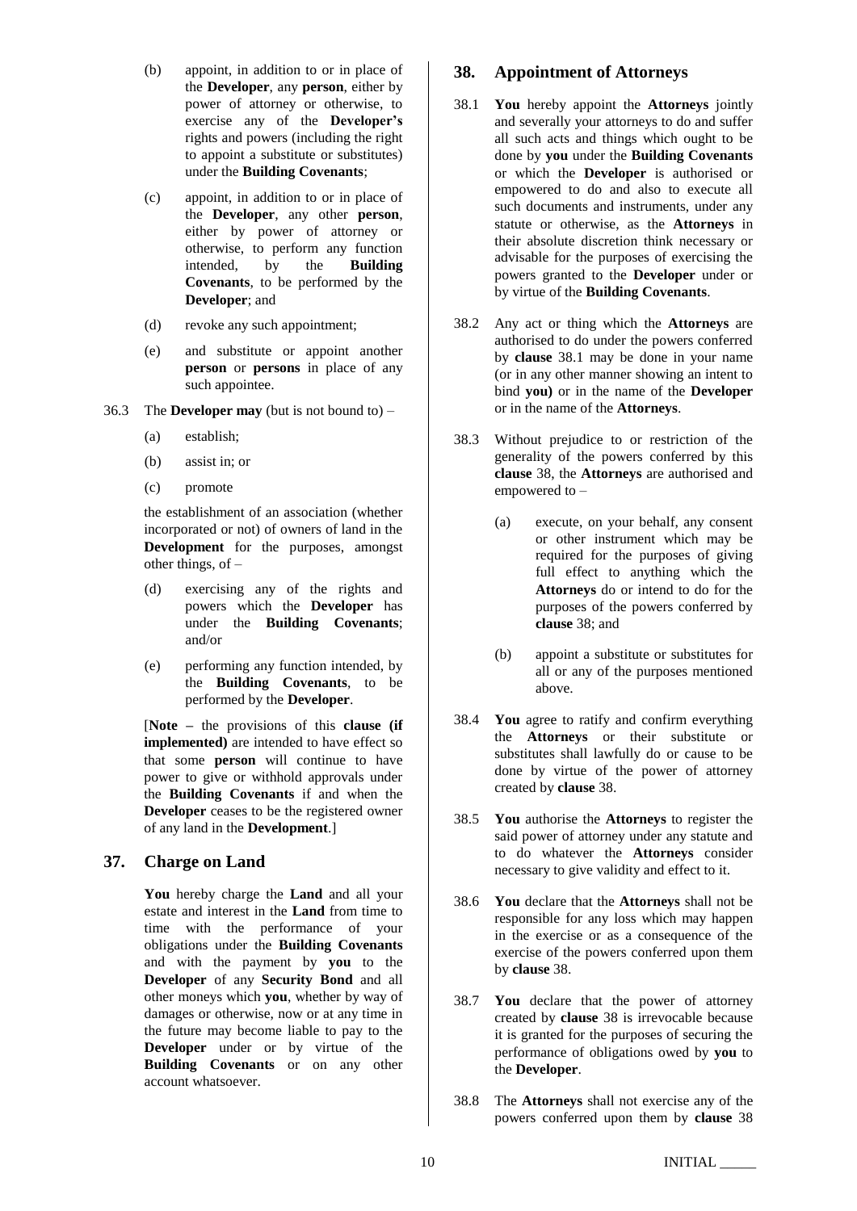(b) appoint, in addition to or in place of the **Developer**, any **person**, either by power of attorney or otherwise, to exercise any of the **Developer's** rights and powers (including the right to appoint a substitute or substitutes) under the **Building Covenants**;

(c) appoint, in addition to or in place of the **Developer**, any other **person**, either by power of attorney or otherwise, to perform any function intended, by the **Building Covenants**, to be performed by the **Developer**; and

(d) revoke any such appointment;

(e) and substitute or appoint another **person** or **persons** in place of any such appointee.

36.3 The **Developer may** (but is not bound to) –

(a) establish;

(b) assist in; or

(c) promote

the establishment of an association (whether incorporated or not) of owners of land in the **Development** for the purposes, amongst other things, of –

(d) exercising any of the rights and powers which the **Developer** has under the **Building Covenants**; and/or

(e) performing any function intended, by the **Building Covenants**, to be performed by the **Developer**.

[**Note –** the provisions of this **clause (if implemented)** are intended to have effect so that some **person** will continue to have power to give or withhold approvals under the **Building Covenants** if and when the **Developer** ceases to be the registered owner of any land in the **Development**.]

## 37. Charge on Land

**You** hereby charge the **Land** and all your estate and interest in the **Land** from time to time with the performance of your obligations under the **Building Covenants** and with the payment by **you** to the **Developer** of any **Security Bond** and all other moneys which **you**, whether by way of damages or otherwise, now or at any time in the future may become liable to pay to the **Developer** under or by virtue of the **Building Covenants** or on any other account whatsoever.

## 38. Appointment of Attorneys

38.1 **You** hereby appoint the **Attorneys** jointly and severally your attorneys to do and suffer all such acts and things which ought to be done by **you** under the **Building Covenants** or which the **Developer** is authorised or empowered to do and also to execute all such documents and instruments, under any statute or otherwise, as the **Attorneys** in their absolute discretion think necessary or advisable for the purposes of exercising the powers granted to the **Developer** under or by virtue of the **Building Covenants**.

38.2 Any act or thing which the **Attorneys** are authorised to do under the powers conferred by **clause** 38.1 may be done in your name (or in any other manner showing an intent to bind **you)** or in the name of the **Developer** or in the name of the **Attorneys**.

38.3 Without prejudice to or restriction of the generality of the powers conferred by this **clause** 38, the **Attorneys** are authorised and empowered to –

(a) execute, on your behalf, any consent or other instrument which may be required for the purposes of giving full effect to anything which the **Attorneys** do or intend to do for the purposes of the powers conferred by **clause** 38; and

(b) appoint a substitute or substitutes for all or any of the purposes mentioned above.

38.4 **You** agree to ratify and confirm everything the **Attorneys** or their substitute or substitutes shall lawfully do or cause to be done by virtue of the power of attorney created by **clause** 38.

38.5 **You** authorise the **Attorneys** to register the said power of attorney under any statute and to do whatever the **Attorneys** consider necessary to give validity and effect to it.

38.6 **You** declare that the **Attorneys** shall not be responsible for any loss which may happen in the exercise or as a consequence of the exercise of the powers conferred upon them by **clause** 38.

38.7 **You** declare that the power of attorney created by **clause** 38 is irrevocable because it is granted for the purposes of securing the performance of obligations owed by **you** to the **Developer**.

38.8 The **Attorneys** shall not exercise any of the powers conferred upon them by **clause** 38

INITIAL _____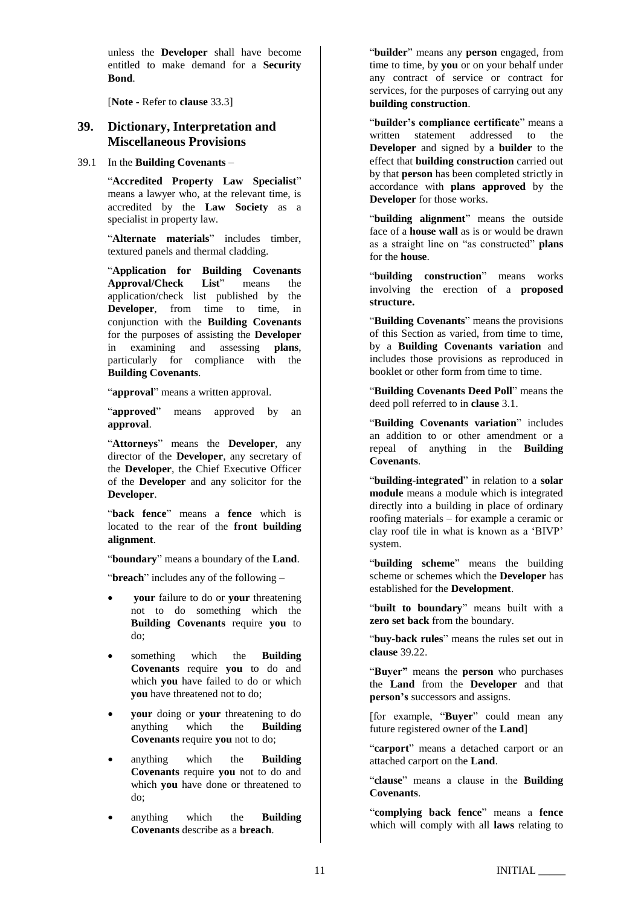unless the **Developer** shall have become entitled to make demand for a **Security Bond**.

[**Note -** Refer to **clause** 33.3]

## 39. Dictionary, Interpretation and Miscellaneous Provisions

39.1 In the **Building Covenants** –

"**Accredited Property Law Specialist**" means a lawyer who, at the relevant time, is accredited by the **Law Society** as a specialist in property law.

"**Alternate materials**" includes timber, textured panels and thermal cladding.

"**Application for Building Covenants Approval/Check List**" means the application/check list published by the **Developer**, from time to time, in conjunction with the **Building Covenants** for the purposes of assisting the **Developer** in examining and assessing **plans**, particularly for compliance with the **Building Covenants**.

"**approval**" means a written approval.

"**approved**" means approved by an **approval**.

"**Attorneys**" means the **Developer**, any director of the **Developer**, any secretary of the **Developer**, the Chief Executive Officer of the **Developer** and any solicitor for the **Developer**.

"**back fence**" means a **fence** which is located to the rear of the **front building alignment**.

"**boundary**" means a boundary of the **Land**.

"**breach**" includes any of the following –

- **your** failure to do or **your** threatening not to do something which the **Building Covenants** require **you** to do;
- something which the **Building Covenants** require **you** to do and which **you** have failed to do or which **you** have threatened not to do;
- **your** doing or **your** threatening to do anything which the **Building Covenants** require **you** not to do;
- anything which the **Building Covenants** require **you** not to do and which **you** have done or threatened to do;
- anything which the **Building Covenants** describe as a **breach**.

"**builder**" means any **person** engaged, from time to time, by **you** or on your behalf under any contract of service or contract for services, for the purposes of carrying out any **building construction**.

"**builder's compliance certificate**" means a written statement addressed to the **Developer** and signed by a **builder** to the effect that **building construction** carried out by that **person** has been completed strictly in accordance with **plans approved** by the **Developer** for those works.

"**building alignment**" means the outside face of a **house wall** as is or would be drawn as a straight line on "as constructed" **plans** for the **house**.

"**building construction**" means works involving the erection of a **proposed structure.**

"**Building Covenants**" means the provisions of this Section as varied, from time to time, by a **Building Covenants variation** and includes those provisions as reproduced in booklet or other form from time to time.

"**Building Covenants Deed Poll**" means the deed poll referred to in **clause** 3.1.

"**Building Covenants variation**" includes an addition to or other amendment or a repeal of anything in the **Building Covenants**.

"**building-integrated**" in relation to a **solar module** means a module which is integrated directly into a building in place of ordinary roofing materials – for example a ceramic or clay roof tile in what is known as a 'BIVP' system.

"**building scheme**" means the building scheme or schemes which the **Developer** has established for the **Development**.

"**built to boundary**" means built with a **zero set back** from the boundary.

"**buy-back rules**" means the rules set out in **clause** 39.22.

"**Buyer"** means the **person** who purchases the **Land** from the **Developer** and that **person's** successors and assigns.

[for example, "**Buyer**" could mean any future registered owner of the **Land**]

"**carport**" means a detached carport or an attached carport on the **Land**.

"**clause**" means a clause in the **Building Covenants**.

"**complying back fence**" means a **fence** which will comply with all **laws** relating to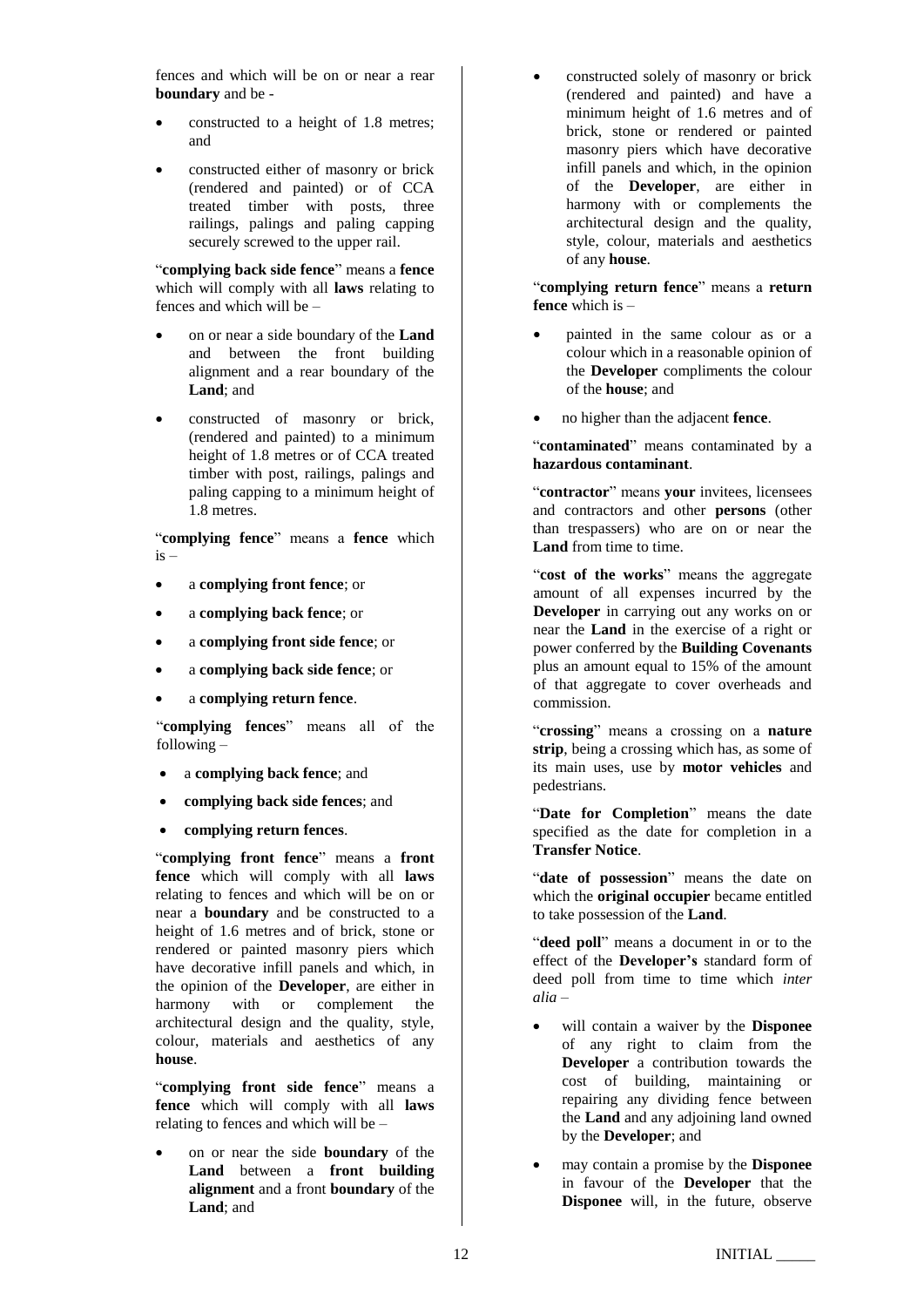fences and which will be on or near a rear **boundary** and be -

- constructed to a height of 1.8 metres; and
- constructed either of masonry or brick (rendered and painted) or of CCA treated timber with posts, three railings, palings and paling capping securely screwed to the upper rail.

"**complying back side fence**" means a **fence** which will comply with all **laws** relating to fences and which will be –

- on or near a side boundary of the **Land** and between the front building alignment and a rear boundary of the **Land**; and
- constructed of masonry or brick, (rendered and painted) to a minimum height of 1.8 metres or of CCA treated timber with post, railings, palings and paling capping to a minimum height of 1.8 metres.

"**complying fence**" means a **fence** which is –

- a **complying front fence**; or
- a **complying back fence**; or
- a **complying front side fence**; or
- a **complying back side fence**; or
- a **complying return fence**.

"**complying fences**" means all of the following –

- a **complying back fence**; and
- **complying back side fences**; and
- **complying return fences**.

"**complying front fence**" means a **front fence** which will comply with all **laws** relating to fences and which will be on or near a **boundary** and be constructed to a height of 1.6 metres and of brick, stone or rendered or painted masonry piers which have decorative infill panels and which, in the opinion of the **Developer**, are either in harmony with or complement the architectural design and the quality, style, colour, materials and aesthetics of any **house**.

"**complying front side fence**" means a **fence** which will comply with all **laws** relating to fences and which will be –

- on or near the side **boundary** of the **Land** between a **front building alignment** and a front **boundary** of the **Land**; and
- constructed solely of masonry or brick (rendered and painted) and have a minimum height of 1.6 metres and of brick, stone or rendered or painted masonry piers which have decorative infill panels and which, in the opinion of the **Developer**, are either in harmony with or complements the architectural design and the quality, style, colour, materials and aesthetics of any **house**.

"**complying return fence**" means a **return fence** which is –

- painted in the same colour as or a colour which in a reasonable opinion of the **Developer** compliments the colour of the **house**; and
- no higher than the adjacent **fence**.

"**contaminated**" means contaminated by a **hazardous contaminant**.

"**contractor**" means **your** invitees, licensees and contractors and other **persons** (other than trespassers) who are on or near the **Land** from time to time.

"**cost of the works**" means the aggregate amount of all expenses incurred by the **Developer** in carrying out any works on or near the **Land** in the exercise of a right or power conferred by the **Building Covenants** plus an amount equal to 15% of the amount of that aggregate to cover overheads and commission.

"**crossing**" means a crossing on a **nature strip**, being a crossing which has, as some of its main uses, use by **motor vehicles** and pedestrians.

"**Date for Completion**" means the date specified as the date for completion in a **Transfer Notice**.

"**date of possession**" means the date on which the **original occupier** became entitled to take possession of the **Land**.

"**deed poll**" means a document in or to the effect of the **Developer's** standard form of deed poll from time to time which *inter alia* –

- will contain a waiver by the **Disponee** of any right to claim from the **Developer** a contribution towards the cost of building, maintaining or repairing any dividing fence between the **Land** and any adjoining land owned by the **Developer**; and
- may contain a promise by the **Disponee** in favour of the **Developer** that the **Disponee** will, in the future, observe

INITIAL _____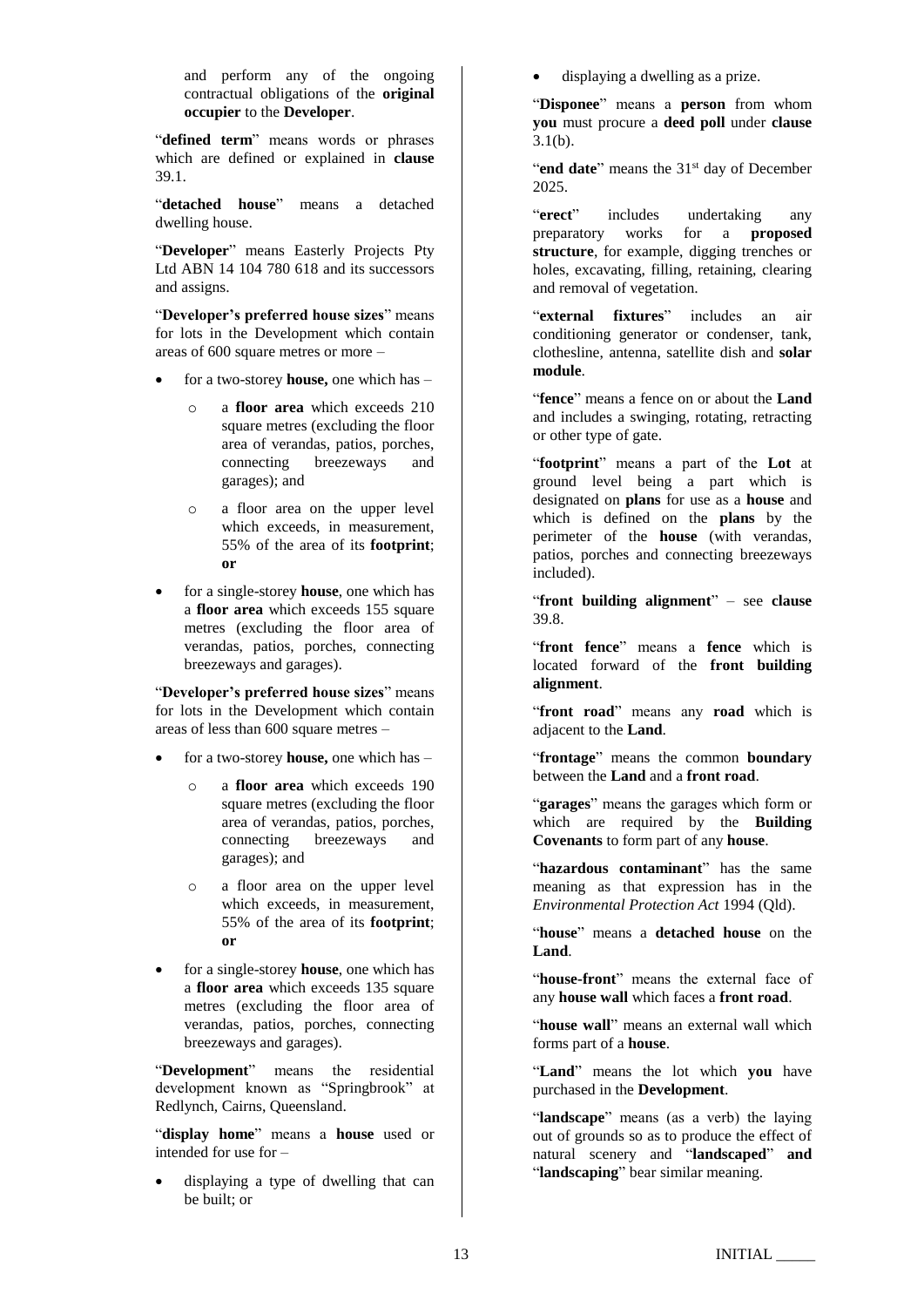and perform any of the ongoing contractual obligations of the **original occupier** to the **Developer**.

"**defined term**" means words or phrases which are defined or explained in **clause** 39.1.

"**detached house**" means a detached dwelling house.

"**Developer**" means Easterly Projects Pty Ltd ABN 14 104 780 618 and its successors and assigns.

"**Developer's preferred house sizes**" means for lots in the Development which contain areas of 600 square metres or more –

- for a two-storey **house,** one which has –
  - a **floor area** which exceeds 210 square metres (excluding the floor area of verandas, patios, porches, connecting breezeways and garages); and
  - a floor area on the upper level which exceeds, in measurement, 55% of the area of its **footprint**; **or**
- for a single-storey **house**, one which has a **floor area** which exceeds 155 square metres (excluding the floor area of verandas, patios, porches, connecting breezeways and garages).

"**Developer's preferred house sizes**" means for lots in the Development which contain areas of less than 600 square metres –

- for a two-storey **house,** one which has –
  - a **floor area** which exceeds 190 square metres (excluding the floor area of verandas, patios, porches, connecting breezeways and garages); and
  - a floor area on the upper level which exceeds, in measurement, 55% of the area of its **footprint**; **or**
- for a single-storey **house**, one which has a **floor area** which exceeds 135 square metres (excluding the floor area of verandas, patios, porches, connecting breezeways and garages).

"**Development**" means the residential development known as "Springbrook" at Redlynch, Cairns, Queensland.

"**display home**" means a **house** used or intended for use for –

- displaying a type of dwelling that can be built; or
- displaying a dwelling as a prize.

"**Disponee**" means a **person** from whom **you** must procure a **deed poll** under **clause** 3.1(b).

"**end date**" means the 31st day of December 2025.

"**erect**" includes undertaking any preparatory works for a **proposed structure**, for example, digging trenches or holes, excavating, filling, retaining, clearing and removal of vegetation.

"**external fixtures**" includes an air conditioning generator or condenser, tank, clothesline, antenna, satellite dish and **solar module**.

"**fence**" means a fence on or about the **Land** and includes a swinging, rotating, retracting or other type of gate.

"**footprint**" means a part of the **Lot** at ground level being a part which is designated on **plans** for use as a **house** and which is defined on the **plans** by the perimeter of the **house** (with verandas, patios, porches and connecting breezeways included).

"**front building alignment**" – see **clause** 39.8.

"**front fence**" means a **fence** which is located forward of the **front building alignment**.

"**front road**" means any **road** which is adjacent to the **Land**.

"**frontage**" means the common **boundary** between the **Land** and a **front road**.

"**garages**" means the garages which form or which are required by the **Building Covenants** to form part of any **house**.

"**hazardous contaminant**" has the same meaning as that expression has in the *Environmental Protection Act* 1994 (Qld).

"**house**" means a **detached house** on the **Land**.

"**house-front**" means the external face of any **house wall** which faces a **front road**.

"**house wall**" means an external wall which forms part of a **house**.

"**Land**" means the lot which **you** have purchased in the **Development**.

"**landscape**" means (as a verb) the laying out of grounds so as to produce the effect of natural scenery and "**landscaped**" **and** "**landscaping**" bear similar meaning.

INITIAL _____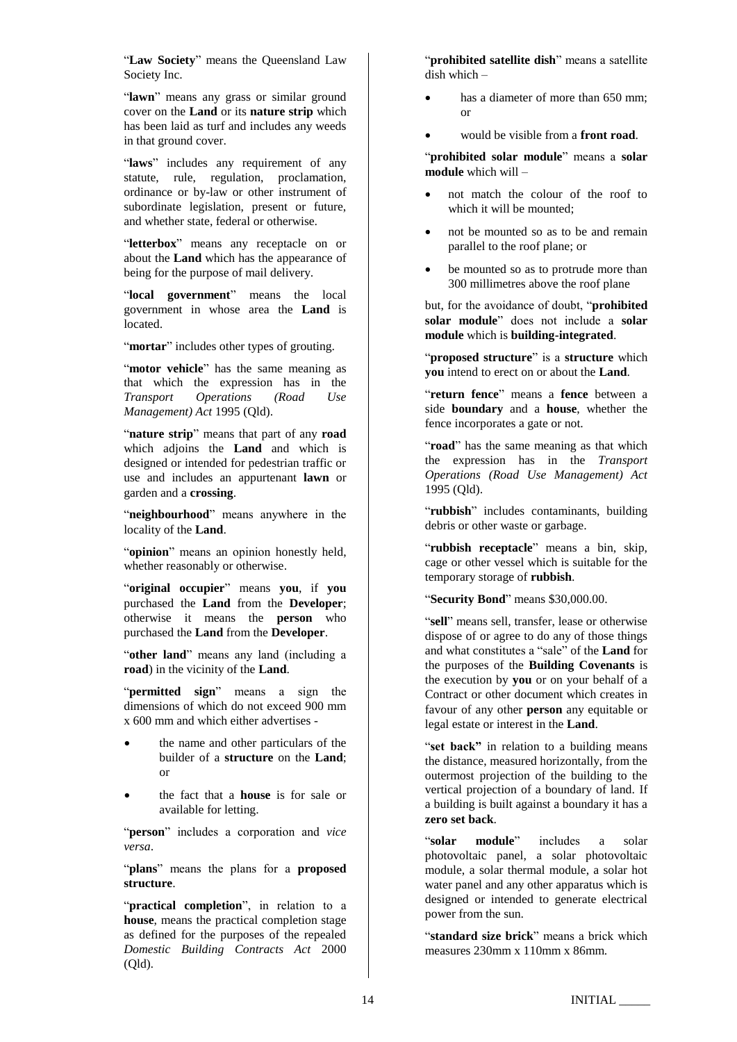"**Law Society**" means the Queensland Law Society Inc.

"**lawn**" means any grass or similar ground cover on the **Land** or its **nature strip** which has been laid as turf and includes any weeds in that ground cover.

"**laws**" includes any requirement of any statute, rule, regulation, proclamation, ordinance or by-law or other instrument of subordinate legislation, present or future, and whether state, federal or otherwise.

"**letterbox**" means any receptacle on or about the **Land** which has the appearance of being for the purpose of mail delivery.

"**local government**" means the local government in whose area the **Land** is located.

"**mortar**" includes other types of grouting.

"**motor vehicle**" has the same meaning as that which the expression has in the *Transport Operations (Road Use Management) Act* 1995 (Qld).

"**nature strip**" means that part of any **road** which adjoins the **Land** and which is designed or intended for pedestrian traffic or use and includes an appurtenant **lawn** or garden and a **crossing**.

"**neighbourhood**" means anywhere in the locality of the **Land**.

"**opinion**" means an opinion honestly held, whether reasonably or otherwise.

"**original occupier**" means **you**, if **you** purchased the **Land** from the **Developer**; otherwise it means the **person** who purchased the **Land** from the **Developer**.

"**other land**" means any land (including a **road**) in the vicinity of the **Land**.

"**permitted sign**" means a sign the dimensions of which do not exceed 900 mm x 600 mm and which either advertises -

- the name and other particulars of the builder of a **structure** on the **Land**; or
- the fact that a **house** is for sale or available for letting.

"**person**" includes a corporation and *vice versa*.

"**plans**" means the plans for a **proposed structure**.

"**practical completion**", in relation to a **house**, means the practical completion stage as defined for the purposes of the repealed *Domestic Building Contracts Act* 2000 (Qld).

"**prohibited satellite dish**" means a satellite dish which –

- has a diameter of more than 650 mm; or
- would be visible from a **front road**.

"**prohibited solar module**" means a **solar module** which will –

- not match the colour of the roof to which it will be mounted;
- not be mounted so as to be and remain parallel to the roof plane; or
- be mounted so as to protrude more than 300 millimetres above the roof plane

but, for the avoidance of doubt, "**prohibited solar module**" does not include a **solar module** which is **building-integrated**.

"**proposed structure**" is a **structure** which **you** intend to erect on or about the **Land**.

"**return fence**" means a **fence** between a side **boundary** and a **house**, whether the fence incorporates a gate or not.

"**road**" has the same meaning as that which the expression has in the *Transport Operations (Road Use Management) Act* 1995 (Qld).

"**rubbish**" includes contaminants, building debris or other waste or garbage.

"**rubbish receptacle**" means a bin, skip, cage or other vessel which is suitable for the temporary storage of **rubbish**.

"**Security Bond**" means $30,000.00.

"**sell**" means sell, transfer, lease or otherwise dispose of or agree to do any of those things and what constitutes a "sale" of the **Land** for the purposes of the **Building Covenants** is the execution by **you** or on your behalf of a Contract or other document which creates in favour of any other **person** any equitable or legal estate or interest in the **Land**.

"**set back"** in relation to a building means the distance, measured horizontally, from the outermost projection of the building to the vertical projection of a boundary of land. If a building is built against a boundary it has a **zero set back**.

"**solar module**" includes a solar photovoltaic panel, a solar photovoltaic module, a solar thermal module, a solar hot water panel and any other apparatus which is designed or intended to generate electrical power from the sun.

"**standard size brick**" means a brick which measures 230mm x 110mm x 86mm.

INITIAL _____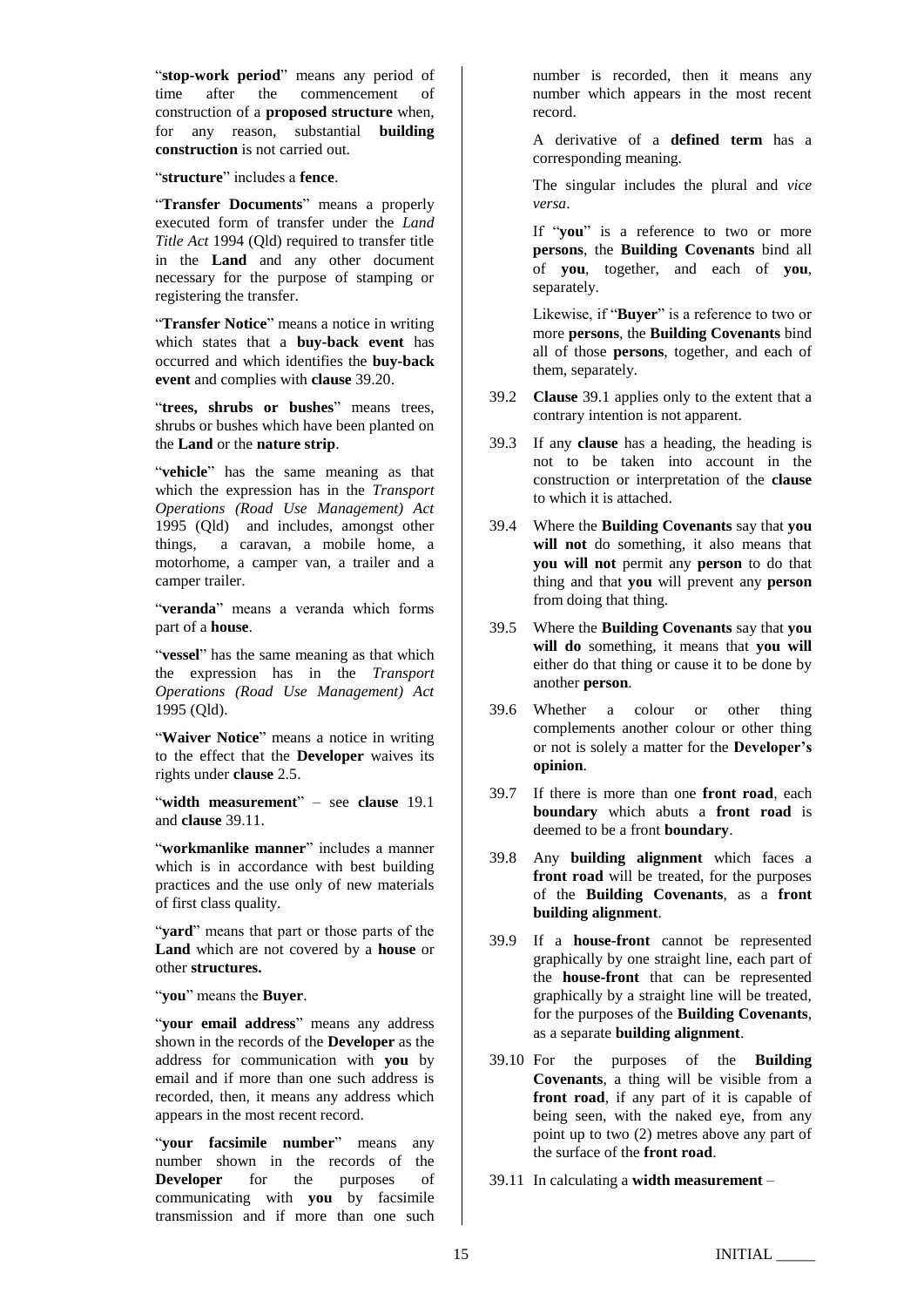"**stop-work period**" means any period of time after the commencement of construction of a **proposed structure** when, for any reason, substantial **building construction** is not carried out.

"**structure**" includes a **fence**.

"**Transfer Documents**" means a properly executed form of transfer under the *Land Title Act* 1994 (Qld) required to transfer title in the **Land** and any other document necessary for the purpose of stamping or registering the transfer.

"**Transfer Notice**" means a notice in writing which states that a **buy-back event** has occurred and which identifies the **buy-back event** and complies with **clause** 39.20.

"**trees, shrubs or bushes**" means trees, shrubs or bushes which have been planted on the **Land** or the **nature strip**.

"**vehicle**" has the same meaning as that which the expression has in the *Transport Operations (Road Use Management) Act* 1995 (Qld) and includes, amongst other things, a caravan, a mobile home, a motorhome, a camper van, a trailer and a camper trailer.

"**veranda**" means a veranda which forms part of a **house**.

"**vessel**" has the same meaning as that which the expression has in the *Transport Operations (Road Use Management) Act* 1995 (Qld).

"**Waiver Notice**" means a notice in writing to the effect that the **Developer** waives its rights under **clause** 2.5.

"**width measurement**" – see **clause** 19.1 and **clause** 39.11.

"**workmanlike manner**" includes a manner which is in accordance with best building practices and the use only of new materials of first class quality.

"**yard**" means that part or those parts of the **Land** which are not covered by a **house** or other **structures.**

"**you**" means the **Buyer**.

"**your email address**" means any address shown in the records of the **Developer** as the address for communication with **you** by email and if more than one such address is recorded, then, it means any address which appears in the most recent record.

"**your facsimile number**" means any number shown in the records of the **Developer** for the purposes of communicating with **you** by facsimile transmission and if more than one such number is recorded, then it means any number which appears in the most recent record.

A derivative of a **defined term** has a corresponding meaning.

The singular includes the plural and *vice versa*.

If "**you**" is a reference to two or more **persons**, the **Building Covenants** bind all of **you**, together, and each of **you**, separately.

Likewise, if "**Buyer**" is a reference to two or more **persons**, the **Building Covenants** bind all of those **persons**, together, and each of them, separately.

39.2 **Clause** 39.1 applies only to the extent that a contrary intention is not apparent.

39.3 If any **clause** has a heading, the heading is not to be taken into account in the construction or interpretation of the **clause** to which it is attached.

39.4 Where the **Building Covenants** say that **you will not** do something, it also means that **you will not** permit any **person** to do that thing and that **you** will prevent any **person** from doing that thing.

39.5 Where the **Building Covenants** say that **you will do** something, it means that **you will** either do that thing or cause it to be done by another **person**.

39.6 Whether a colour or other thing complements another colour or other thing or not is solely a matter for the **Developer's opinion**.

39.7 If there is more than one **front road**, each **boundary** which abuts a **front road** is deemed to be a front **boundary**.

39.8 Any **building alignment** which faces a **front road** will be treated, for the purposes of the **Building Covenants**, as a **front building alignment**.

39.9 If a **house-front** cannot be represented graphically by one straight line, each part of the **house-front** that can be represented graphically by a straight line will be treated, for the purposes of the **Building Covenants**, as a separate **building alignment**.

39.10 For the purposes of the **Building Covenants**, a thing will be visible from a **front road**, if any part of it is capable of being seen, with the naked eye, from any point up to two (2) metres above any part of the surface of the **front road**.

39.11 In calculating a **width measurement** –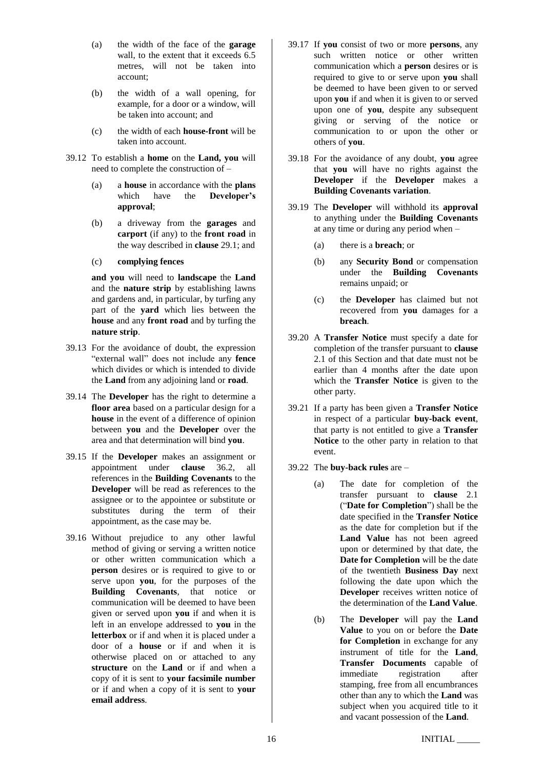(a) the width of the face of the **garage** wall, to the extent that it exceeds 6.5 metres, will not be taken into account;

(b) the width of a wall opening, for example, for a door or a window, will be taken into account; and

(c) the width of each **house-front** will be taken into account.

39.12 To establish a **home** on the **Land, you** will need to complete the construction of –

(a) a **house** in accordance with the **plans** which have the **Developer's approval**;

(b) a driveway from the **garages** and **carport** (if any) to the **front road** in the way described in **clause** 29.1; and

(c) **complying fences**

**and you** will need to **landscape** the **Land** and the **nature strip** by establishing lawns and gardens and, in particular, by turfing any part of the **yard** which lies between the **house** and any **front road** and by turfing the **nature strip**.

39.13 For the avoidance of doubt, the expression "external wall" does not include any **fence** which divides or which is intended to divide the **Land** from any adjoining land or **road**.

39.14 The **Developer** has the right to determine a **floor area** based on a particular design for a **house** in the event of a difference of opinion between **you** and the **Developer** over the area and that determination will bind **you**.

39.15 If the **Developer** makes an assignment or appointment under **clause** 36.2, all references in the **Building Covenants** to the **Developer** will be read as references to the assignee or to the appointee or substitute or substitutes during the term of their appointment, as the case may be.

39.16 Without prejudice to any other lawful method of giving or serving a written notice or other written communication which a **person** desires or is required to give to or serve upon **you**, for the purposes of the **Building Covenants**, that notice or communication will be deemed to have been given or served upon **you** if and when it is left in an envelope addressed to **you** in the **letterbox** or if and when it is placed under a door of a **house** or if and when it is otherwise placed on or attached to any **structure** on the **Land** or if and when a copy of it is sent to **your facsimile number** or if and when a copy of it is sent to **your email address**.

39.17 If **you** consist of two or more **persons**, any such written notice or other written communication which a **person** desires or is required to give to or serve upon **you** shall be deemed to have been given to or served upon **you** if and when it is given to or served upon one of **you**, despite any subsequent giving or serving of the notice or communication to or upon the other or others of **you**.

39.18 For the avoidance of any doubt, **you** agree that **you** will have no rights against the **Developer** if the **Developer** makes a **Building Covenants variation**.

39.19 The **Developer** will withhold its **approval** to anything under the **Building Covenants** at any time or during any period when –

(a) there is a **breach**; or

(b) any **Security Bond** or compensation under the **Building Covenants** remains unpaid; or

(c) the **Developer** has claimed but not recovered from **you** damages for a **breach**.

39.20 A **Transfer Notice** must specify a date for completion of the transfer pursuant to **clause** 2.1 of this Section and that date must not be earlier than 4 months after the date upon which the **Transfer Notice** is given to the other party.

39.21 If a party has been given a **Transfer Notice** in respect of a particular **buy-back event**, that party is not entitled to give a **Transfer Notice** to the other party in relation to that event.

39.22 The **buy-back rules** are –

(a) The date for completion of the transfer pursuant to **clause** 2.1 ("**Date for Completion**") shall be the date specified in the **Transfer Notice** as the date for completion but if the **Land Value** has not been agreed upon or determined by that date, the **Date for Completion** will be the date of the twentieth **Business Day** next following the date upon which the **Developer** receives written notice of the determination of the **Land Value**.

(b) The **Developer** will pay the **Land Value** to you on or before the **Date for Completion** in exchange for any instrument of title for the **Land**, **Transfer Documents** capable of immediate registration after stamping, free from all encumbrances other than any to which the **Land** was subject when you acquired title to it and vacant possession of the **Land**.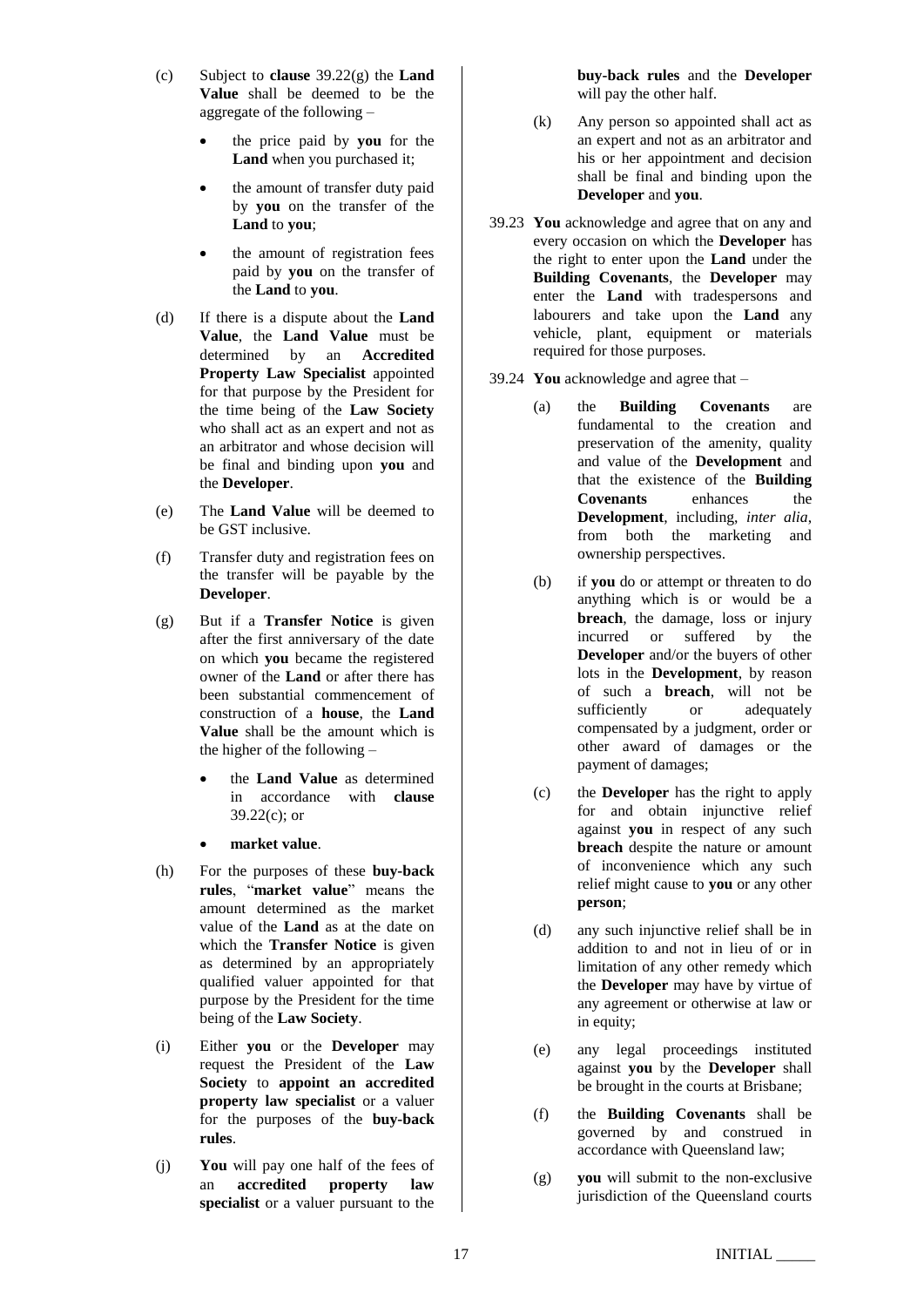(c) Subject to **clause** 39.22(g) the **Land Value** shall be deemed to be the aggregate of the following –

- the price paid by **you** for the **Land** when you purchased it;
- the amount of transfer duty paid by **you** on the transfer of the **Land** to **you**;
- the amount of registration fees paid by **you** on the transfer of the **Land** to **you**.

(d) If there is a dispute about the **Land Value**, the **Land Value** must be determined by an **Accredited Property Law Specialist** appointed for that purpose by the President for the time being of the **Law Society** who shall act as an expert and not as an arbitrator and whose decision will be final and binding upon **you** and the **Developer**.

(e) The **Land Value** will be deemed to be GST inclusive.

(f) Transfer duty and registration fees on the transfer will be payable by the **Developer**.

(g) But if a **Transfer Notice** is given after the first anniversary of the date on which **you** became the registered owner of the **Land** or after there has been substantial commencement of construction of a **house**, the **Land Value** shall be the amount which is the higher of the following –

- the **Land Value** as determined in accordance with **clause** 39.22(c); or
- **market value**.

(h) For the purposes of these **buy-back rules**, "**market value**" means the amount determined as the market value of the **Land** as at the date on which the **Transfer Notice** is given as determined by an appropriately qualified valuer appointed for that purpose by the President for the time being of the **Law Society**.

(i) Either **you** or the **Developer** may request the President of the **Law Society** to **appoint an accredited property law specialist** or a valuer for the purposes of the **buy-back rules**.

(j) **You** will pay one half of the fees of an **accredited property law specialist** or a valuer pursuant to the **buy-back rules** and the **Developer** will pay the other half.

(k) Any person so appointed shall act as an expert and not as an arbitrator and his or her appointment and decision shall be final and binding upon the **Developer** and **you**.

39.23 **You** acknowledge and agree that on any and every occasion on which the **Developer** has the right to enter upon the **Land** under the **Building Covenants**, the **Developer** may enter the **Land** with tradespersons and labourers and take upon the **Land** any vehicle, plant, equipment or materials required for those purposes.

39.24 **You** acknowledge and agree that –

(a) the **Building Covenants** are fundamental to the creation and preservation of the amenity, quality and value of the **Development** and that the existence of the **Building Covenants** enhances the **Development**, including, *inter alia*, from both the marketing and ownership perspectives.

(b) if **you** do or attempt or threaten to do anything which is or would be a **breach**, the damage, loss or injury incurred or suffered by the **Developer** and/or the buyers of other lots in the **Development**, by reason of such a **breach**, will not be sufficiently or adequately compensated by a judgment, order or other award of damages or the payment of damages;

(c) the **Developer** has the right to apply for and obtain injunctive relief against **you** in respect of any such **breach** despite the nature or amount of inconvenience which any such relief might cause to **you** or any other **person**;

(d) any such injunctive relief shall be in addition to and not in lieu of or in limitation of any other remedy which the **Developer** may have by virtue of any agreement or otherwise at law or in equity;

(e) any legal proceedings instituted against **you** by the **Developer** shall be brought in the courts at Brisbane;

(f) the **Building Covenants** shall be governed by and construed in accordance with Queensland law;

(g) **you** will submit to the non-exclusive jurisdiction of the Queensland courts

INITIAL _____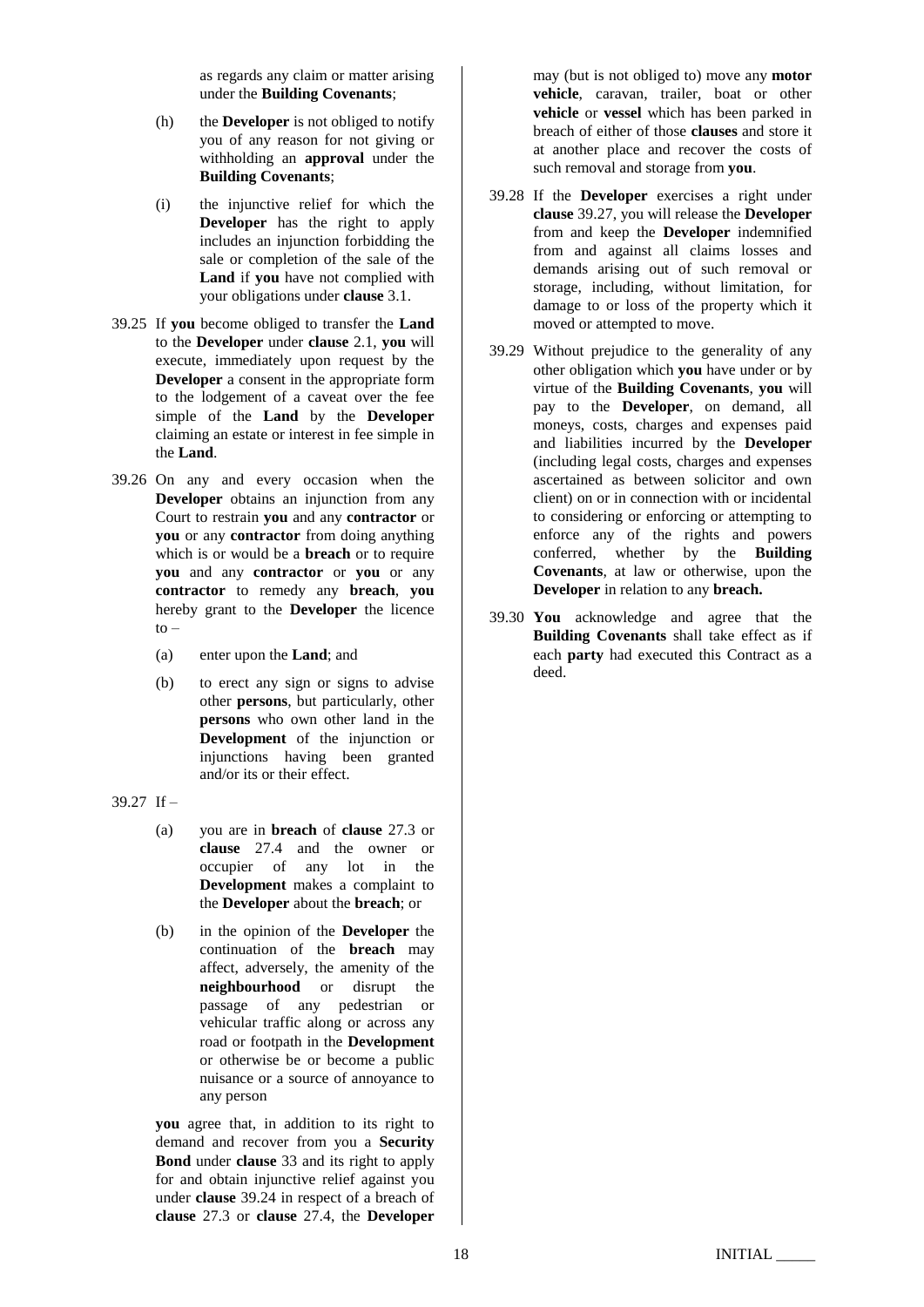as regards any claim or matter arising under the **Building Covenants**;

(h) the **Developer** is not obliged to notify you of any reason for not giving or withholding an **approval** under the **Building Covenants**;

(i) the injunctive relief for which the **Developer** has the right to apply includes an injunction forbidding the sale or completion of the sale of the **Land** if **you** have not complied with your obligations under **clause** 3.1.

39.25 If **you** become obliged to transfer the **Land** to the **Developer** under **clause** 2.1, **you** will execute, immediately upon request by the **Developer** a consent in the appropriate form to the lodgement of a caveat over the fee simple of the **Land** by the **Developer** claiming an estate or interest in fee simple in the **Land**.

39.26 On any and every occasion when the **Developer** obtains an injunction from any Court to restrain **you** and any **contractor** or **you** or any **contractor** from doing anything which is or would be a **breach** or to require **you** and any **contractor** or **you** or any **contractor** to remedy any **breach**, **you** hereby grant to the **Developer** the licence to –

(a) enter upon the **Land**; and

(b) to erect any sign or signs to advise other **persons**, but particularly, other **persons** who own other land in the **Development** of the injunction or injunctions having been granted and/or its or their effect.

39.27 If –

(a) you are in **breach** of **clause** 27.3 or **clause** 27.4 and the owner or occupier of any lot in the **Development** makes a complaint to the **Developer** about the **breach**; or

(b) in the opinion of the **Developer** the continuation of the **breach** may affect, adversely, the amenity of the **neighbourhood** or disrupt the passage of any pedestrian or vehicular traffic along or across any road or footpath in the **Development** or otherwise be or become a public nuisance or a source of annoyance to any person

**you** agree that, in addition to its right to demand and recover from you a **Security Bond** under **clause** 33 and its right to apply for and obtain injunctive relief against you under **clause** 39.24 in respect of a breach of **clause** 27.3 or **clause** 27.4, the **Developer** may (but is not obliged to) move any **motor vehicle**, caravan, trailer, boat or other **vehicle** or **vessel** which has been parked in breach of either of those **clauses** and store it at another place and recover the costs of such removal and storage from **you**.

39.28 If the **Developer** exercises a right under **clause** 39.27, you will release the **Developer** from and keep the **Developer** indemnified from and against all claims losses and demands arising out of such removal or storage, including, without limitation, for damage to or loss of the property which it moved or attempted to move.

39.29 Without prejudice to the generality of any other obligation which **you** have under or by virtue of the **Building Covenants**, **you** will pay to the **Developer**, on demand, all moneys, costs, charges and expenses paid and liabilities incurred by the **Developer** (including legal costs, charges and expenses ascertained as between solicitor and own client) on or in connection with or incidental to considering or enforcing or attempting to enforce any of the rights and powers conferred, whether by the **Building Covenants**, at law or otherwise, upon the **Developer** in relation to any **breach.**

39.30 **You** acknowledge and agree that the **Building Covenants** shall take effect as if each **party** had executed this Contract as a deed.

INITIAL _____